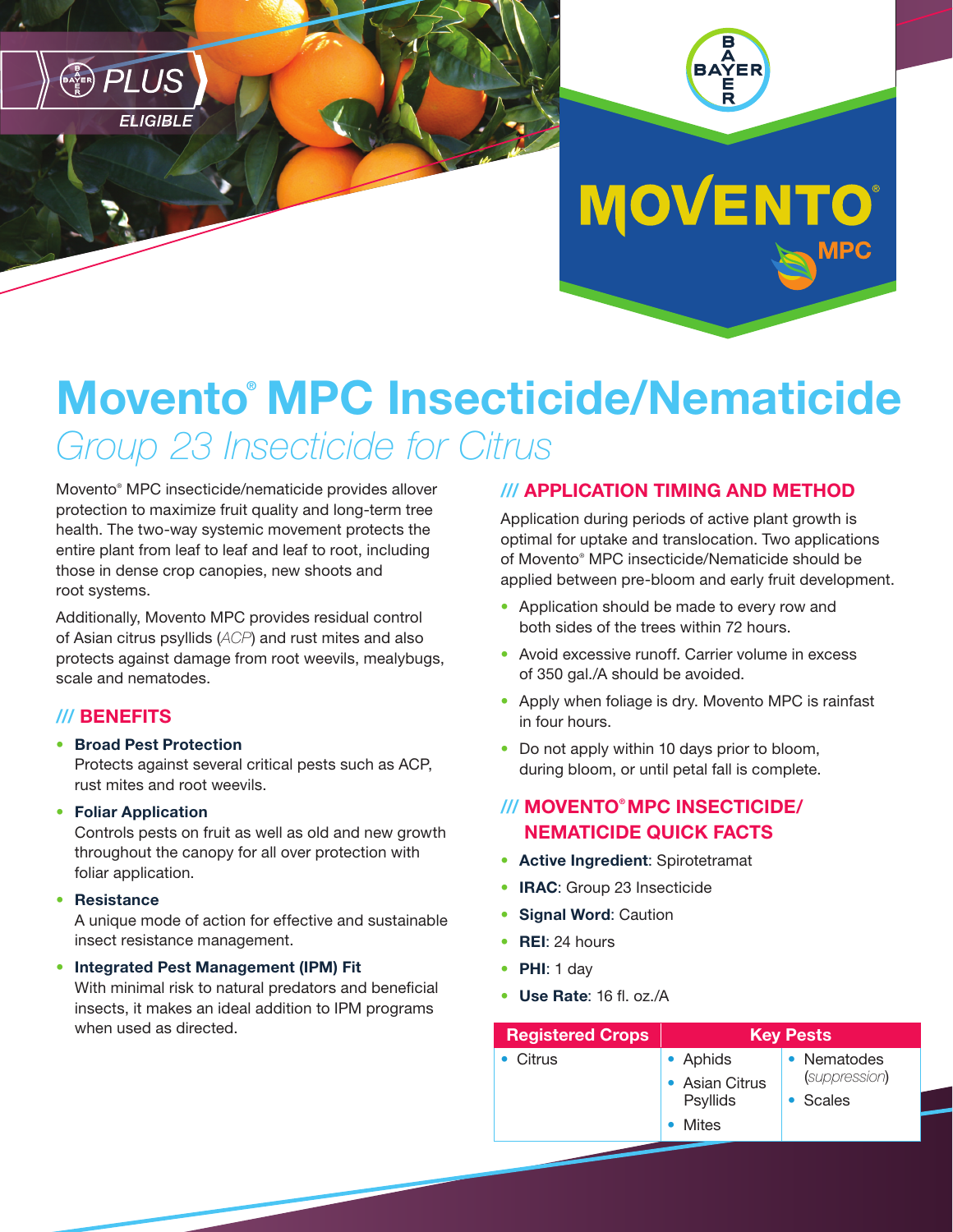PLUS ELIGIBLE

BAYER

MOVENTO® MPC

# Movento® MPC Insecticide/Nematicide

*Group 23 Insecticide for Citrus*

Movento® MPC insecticide/nematicide provides allover protection to maximize fruit quality and long-term tree health. The two-way systemic movement protects the entire plant from leaf to leaf and leaf to root, including those in dense crop canopies, new shoots and root systems.

Additionally, Movento MPC provides residual control of Asian citrus psyllids (*ACP*) and rust mites and also protects against damage from root weevils, mealybugs, scale and nematodes.

## /// BENEFITS

- **Broad Pest Protection**
  Protects against several critical pests such as ACP, rust mites and root weevils.
- **Foliar Application**
  Controls pests on fruit as well as old and new growth throughout the canopy for all over protection with foliar application.
- **Resistance**
  A unique mode of action for effective and sustainable insect resistance management.
- **Integrated Pest Management (IPM) Fit**
  With minimal risk to natural predators and beneficial insects, it makes an ideal addition to IPM programs when used as directed.

## /// APPLICATION TIMING AND METHOD

Application during periods of active plant growth is optimal for uptake and translocation. Two applications of Movento® MPC insecticide/Nematicide should be applied between pre-bloom and early fruit development.

- Application should be made to every row and both sides of the trees within 72 hours.
- Avoid excessive runoff. Carrier volume in excess of 350 gal./A should be avoided.
- Apply when foliage is dry. Movento MPC is rainfast in four hours.
- Do not apply within 10 days prior to bloom, during bloom, or until petal fall is complete.

## /// MOVENTO® MPC INSECTICIDE/ NEMATICIDE QUICK FACTS

- **Active Ingredient**: Spirotetramat
- **IRAC**: Group 23 Insecticide
- **Signal Word**: Caution
- **REI**: 24 hours
- **PHI**: 1 day
- **Use Rate**: 16 fl. oz./A

| Registered Crops | Key Pests | |
|---|---|---|
| • Citrus | • Aphids<br>• Asian Citrus Psyllids<br>• Mites | • Nematodes (*suppression*)<br>• Scales |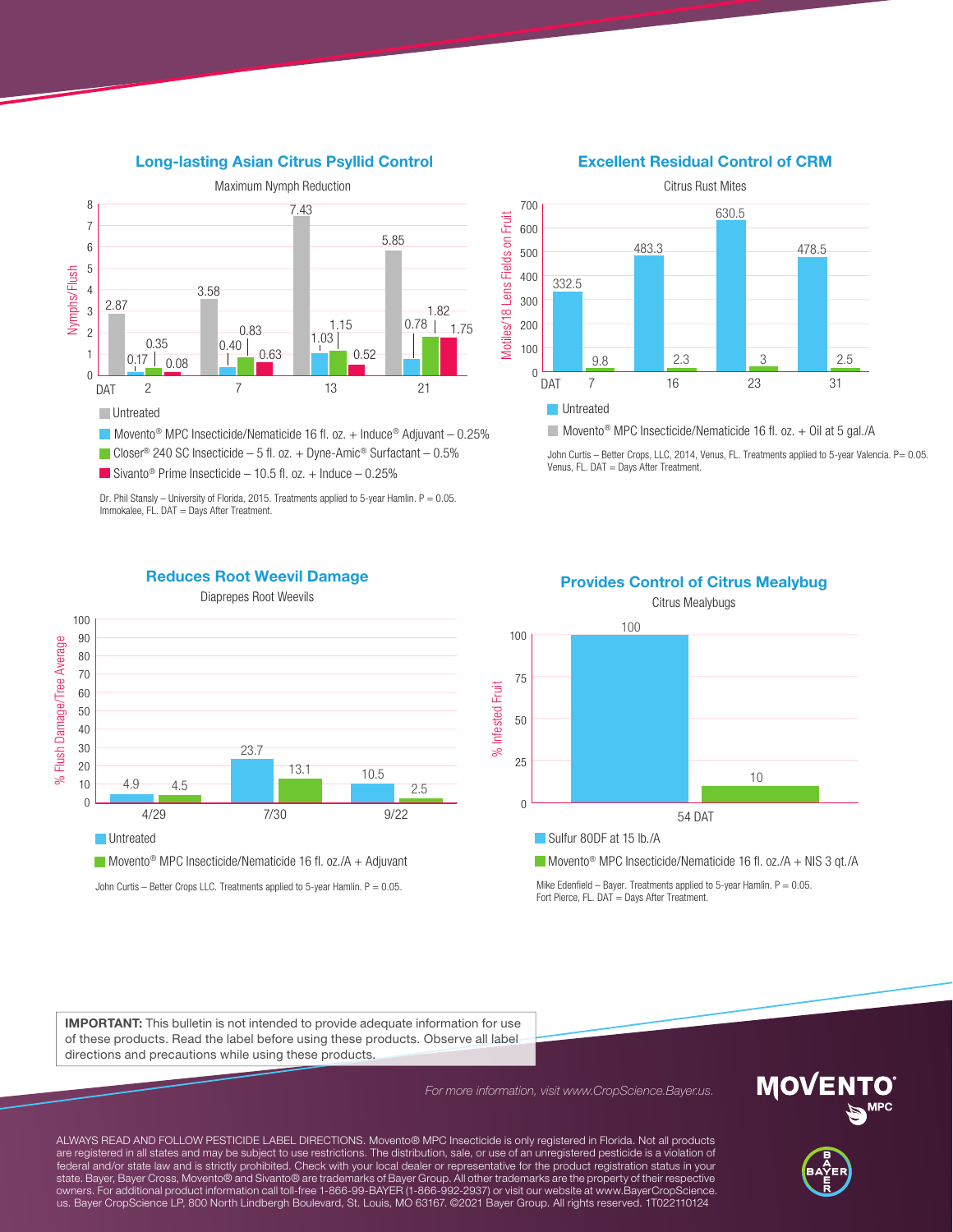## Long-lasting Asian Citrus Psyllid Control

Maximum Nymph Reduction

Nymphs/Flush

8
7
6
5
4
3
2
1
0

2.87
0.17
0.35
0.08
3.58
0.40
0.83
0.63
7.43
1.03
1.15
0.52
5.85
0.78
1.82
1.75

DAT 2 7 13 21

Untreated

Movento® MPC Insecticide/Nematicide 16 fl. oz. + Induce® Adjuvant – 0.25%

Closer® 240 SC Insecticide – 5 fl. oz. + Dyne-Amic® Surfactant – 0.5%

Sivanto® Prime Insecticide – 10.5 fl. oz. + Induce – 0.25%

Dr. Phil Stansly – University of Florida, 2015. Treatments applied to 5-year Hamlin. P = 0.05. Immokalee, FL. DAT = Days After Treatment.

## Excellent Residual Control of CRM

Citrus Rust Mites

Motiles/18 Lens Fields on Fruit

700
600
500
400
300
200
100
0

332.5
9.8
483.3
2.3
630.5
3
478.5
2.5

DAT 7 16 23 31

Untreated

Movento® MPC Insecticide/Nematicide 16 fl. oz. + Oil at 5 gal./A

John Curtis – Better Crops, LLC, 2014, Venus, FL. Treatments applied to 5-year Valencia. P= 0.05. Venus, FL. DAT = Days After Treatment.

## Reduces Root Weevil Damage

Diaprepes Root Weevils

% Flush Damage/Tree Average

100
90
80
70
60
50
40
30
20
10
0

4.9
4.5
23.7
13.1
10.5
2.5

4/29 7/30 9/22

Untreated

Movento® MPC Insecticide/Nematicide 16 fl. oz./A + Adjuvant

John Curtis – Better Crops LLC. Treatments applied to 5-year Hamlin. P = 0.05.

## Provides Control of Citrus Mealybug

Citrus Mealybugs

% Infested Fruit

100
75
50
25
0

100
10

54 DAT

Sulfur 80DF at 15 lb./A

Movento® MPC Insecticide/Nematicide 16 fl. oz./A + NIS 3 qt./A

Mike Edenfield – Bayer. Treatments applied to 5-year Hamlin. P = 0.05. Fort Pierce, FL. DAT = Days After Treatment.

**IMPORTANT:** This bulletin is not intended to provide adequate information for use of these products. Read the label before using these products. Observe all label directions and precautions while using these products.

*For more information, visit www.CropScience.Bayer.us.*

MOVENTO® MPC

BAYER

ALWAYS READ AND FOLLOW PESTICIDE LABEL DIRECTIONS. Movento® MPC Insecticide is only registered in Florida. Not all products are registered in all states and may be subject to use restrictions. The distribution, sale, or use of an unregistered pesticide is a violation of federal and/or state law and is strictly prohibited. Check with your local dealer or representative for the product registration status in your state. Bayer, Bayer Cross, Movento® and Sivanto® are trademarks of Bayer Group. All other trademarks are the property of their respective owners. For additional product information call toll-free 1-866-99-BAYER (1-866-992-2937) or visit our website at www.BayerCropScience.us. Bayer CropScience LP, 800 North Lindbergh Boulevard, St. Louis, MO 63167. ©2021 Bayer Group. All rights reserved. 1T022110124